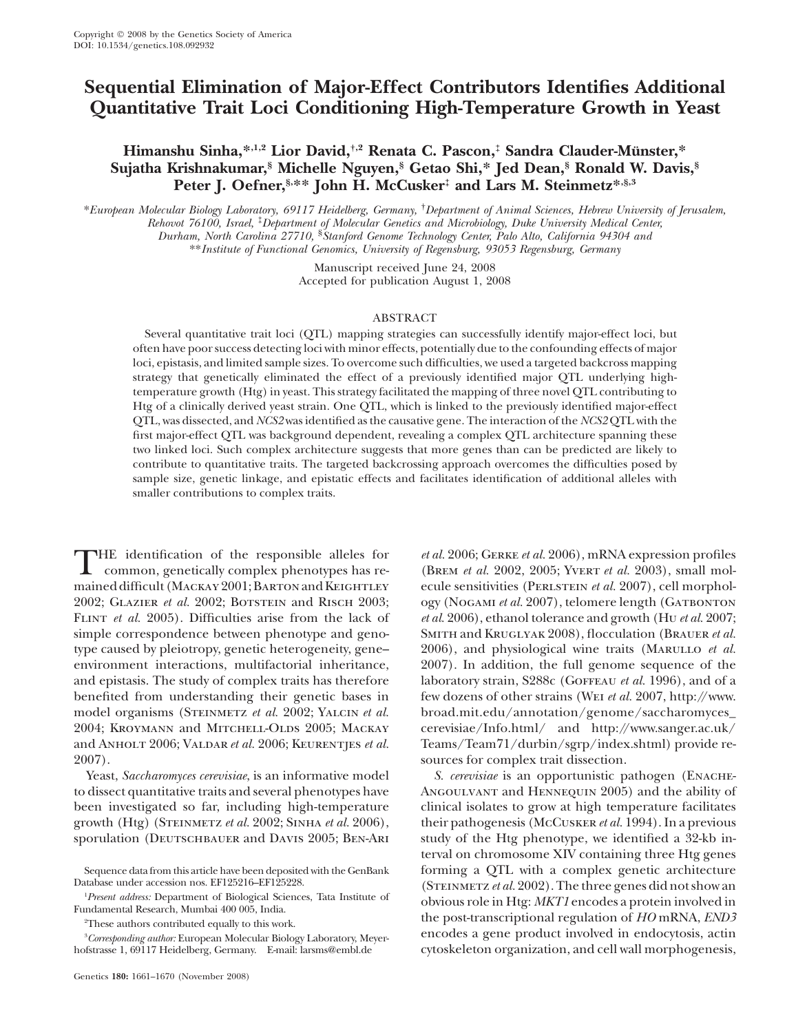Copyright © 2008 by the Genetics Society of America
DOI: 10.1534/genetics.108.092932

# Sequential Elimination of Major-Effect Contributors Identifies Additional Quantitative Trait Loci Conditioning High-Temperature Growth in Yeast

**Himanshu Sinha,\*[,1,2] Lior David,†[,2] Renata C. Pascon,‡ Sandra Clauder-Münster,\* Sujatha Krishnakumar,§ Michelle Nguyen,§ Getao Shi,\* Jed Dean,§ Ronald W. Davis,§ Peter J. Oefner,§,\*\* John H. McCusker‡ and Lars M. Steinmetz\*[,§,3]**

\*European Molecular Biology Laboratory, 69117 Heidelberg, Germany, †Department of Animal Sciences, Hebrew University of Jerusalem, Rehovot 76100, Israel, ‡Department of Molecular Genetics and Microbiology, Duke University Medical Center, Durham, North Carolina 27710, §Stanford Genome Technology Center, Palo Alto, California 94304 and \*\*Institute of Functional Genomics, University of Regensburg, 93053 Regensburg, Germany

Manuscript received June 24, 2008
Accepted for publication August 1, 2008

## ABSTRACT

Several quantitative trait loci (QTL) mapping strategies can successfully identify major-effect loci, but often have poor success detecting loci with minor effects, potentially due to the confounding effects of major loci, epistasis, and limited sample sizes. To overcome such difficulties, we used a targeted backcross mapping strategy that genetically eliminated the effect of a previously identified major QTL underlying high-temperature growth (Htg) in yeast. This strategy facilitated the mapping of three novel QTL contributing to Htg of a clinically derived yeast strain. One QTL, which is linked to the previously identified major-effect QTL, was dissected, and *NCS2* was identified as the causative gene. The interaction of the *NCS2* QTL with the first major-effect QTL was background dependent, revealing a complex QTL architecture spanning these two linked loci. Such complex architecture suggests that more genes than can be predicted are likely to contribute to quantitative traits. The targeted backcrossing approach overcomes the difficulties posed by sample size, genetic linkage, and epistatic effects and facilitates identification of additional alleles with smaller contributions to complex traits.

THE identification of the responsible alleles for common, genetically complex phenotypes has remained difficult (Mackay 2001; Barton and Keightley 2002; Glazier *et al.* 2002; Botstein and Risch 2003; Flint *et al.* 2005). Difficulties arise from the lack of simple correspondence between phenotype and genotype caused by pleiotropy, genetic heterogeneity, gene–environment interactions, multifactorial inheritance, and epistasis. The study of complex traits has therefore benefited from understanding their genetic bases in model organisms (Steinmetz *et al.* 2002; Yalcin *et al.* 2004; Kroymann and Mitchell-Olds 2005; Mackay and Anholt 2006; Valdar *et al.* 2006; Keurentjes *et al.* 2007).

Yeast, *Saccharomyces cerevisiae*, is an informative model to dissect quantitative traits and several phenotypes have been investigated so far, including high-temperature growth (Htg) (Steinmetz *et al.* 2002; Sinha *et al.* 2006), sporulation (Deutschbauer and Davis 2005; Ben-Ari *et al.* 2006; Gerke *et al.* 2006), mRNA expression profiles (Brem *et al.* 2002, 2005; Yvert *et al.* 2003), small molecule sensitivities (Perlstein *et al.* 2007), cell morphology (Nogami *et al.* 2007), telomere length (Gatbonton *et al.* 2006), ethanol tolerance and growth (Hu *et al.* 2007; Smith and Kruglyak 2008), flocculation (Brauer *et al.* 2006), and physiological wine traits (Marullo *et al.* 2007). In addition, the full genome sequence of the laboratory strain, S288c (Goffeau *et al.* 1996), and of a few dozens of other strains (Wei *et al.* 2007, http://www.broad.mit.edu/annotation/genome/saccharomyces_cerevisiae/Info.html/ and http://www.sanger.ac.uk/Teams/Team71/durbin/sgrp/index.shtml) provide resources for complex trait dissection.

*S. cerevisiae* is an opportunistic pathogen (Enache-Angoulvant and Hennequin 2005) and the ability of clinical isolates to grow at high temperature facilitates their pathogenesis (McCusker *et al.* 1994). In a previous study of the Htg phenotype, we identified a 32-kb interval on chromosome XIV containing three Htg genes forming a QTL with a complex genetic architecture (Steinmetz *et al.* 2002). The three genes did not show an obvious role in Htg: *MKT1* encodes a protein involved in the post-transcriptional regulation of *HO* mRNA, *END3* encodes a gene product involved in endocytosis, actin cytoskeleton organization, and cell wall morphogenesis,

Sequence data from this article have been deposited with the GenBank Database under accession nos. EF125216–EF125228.

[1]*Present address:* Department of Biological Sciences, Tata Institute of Fundamental Research, Mumbai 400 005, India.

[2]These authors contributed equally to this work.

[3]*Corresponding author:* European Molecular Biology Laboratory, Meyerhofstrasse 1, 69117 Heidelberg, Germany. E-mail: larsms@embl.de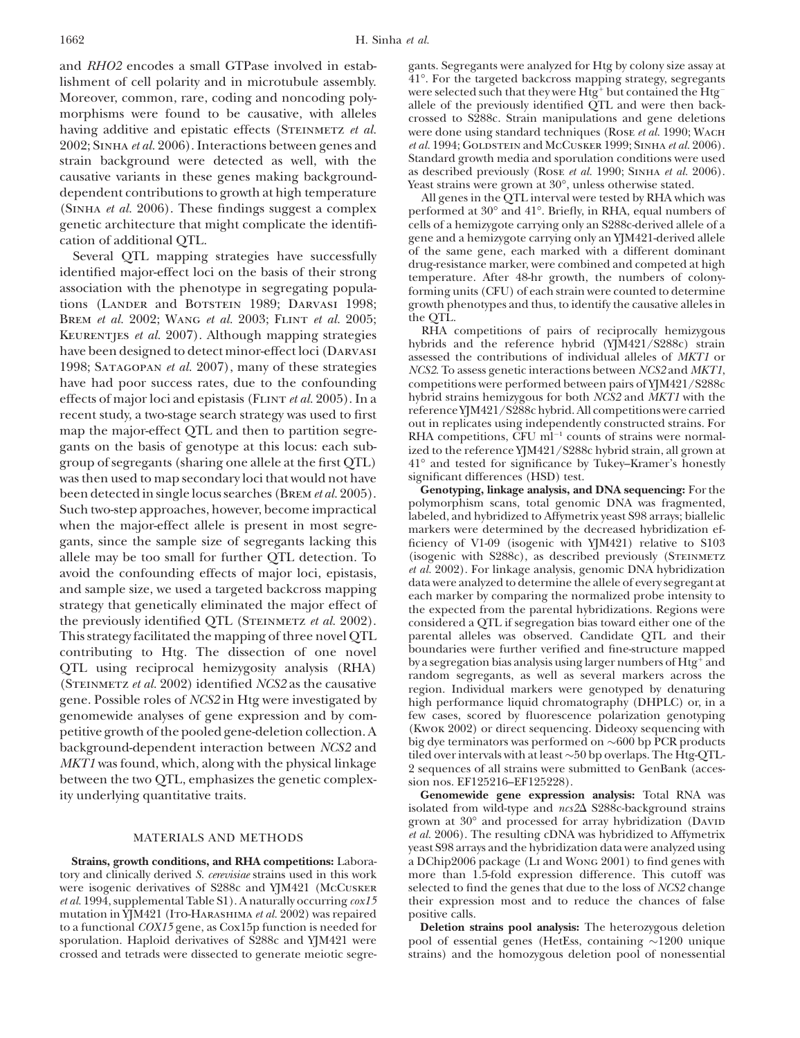and *RHO2* encodes a small GTPase involved in establishment of cell polarity and in microtubule assembly. Moreover, common, rare, coding and noncoding polymorphisms were found to be causative, with alleles having additive and epistatic effects (Steinmetz *et al.* 2002; Sinha *et al.* 2006). Interactions between genes and strain background were detected as well, with the causative variants in these genes making background-dependent contributions to growth at high temperature (Sinha *et al.* 2006). These findings suggest a complex genetic architecture that might complicate the identification of additional QTL.

Several QTL mapping strategies have successfully identified major-effect loci on the basis of their strong association with the phenotype in segregating populations (Lander and Botstein 1989; Darvasi 1998; Brem *et al.* 2002; Wang *et al.* 2003; Flint *et al.* 2005; Keurentjes *et al.* 2007). Although mapping strategies have been designed to detect minor-effect loci (Darvasi 1998; Satagopan *et al.* 2007), many of these strategies have had poor success rates, due to the confounding effects of major loci and epistasis (Flint *et al.* 2005). In a recent study, a two-stage search strategy was used to first map the major-effect QTL and then to partition segregants on the basis of genotype at this locus: each subgroup of segregants (sharing one allele at the first QTL) was then used to map secondary loci that would not have been detected in single locus searches (Brem *et al.* 2005). Such two-step approaches, however, become impractical when the major-effect allele is present in most segregants, since the sample size of segregants lacking this allele may be too small for further QTL detection. To avoid the confounding effects of major loci, epistasis, and sample size, we used a targeted backcross mapping strategy that genetically eliminated the major effect of the previously identified QTL (Steinmetz *et al.* 2002). This strategy facilitated the mapping of three novel QTL contributing to Htg. The dissection of one novel QTL using reciprocal hemizygosity analysis (RHA) (Steinmetz *et al.* 2002) identified *NCS2* as the causative gene. Possible roles of *NCS2* in Htg were investigated by genomewide analyses of gene expression and by competitive growth of the pooled gene-deletion collection. A background-dependent interaction between *NCS2* and *MKT1* was found, which, along with the physical linkage between the two QTL, emphasizes the genetic complexity underlying quantitative traits.

## MATERIALS AND METHODS

**Strains, growth conditions, and RHA competitions:** Laboratory and clinically derived *S. cerevisiae* strains used in this work were isogenic derivatives of S288c and YJM421 (McCusker *et al.* 1994, supplemental Table S1). A naturally occurring *cox15* mutation in YJM421 (Ito-Harashima *et al.* 2002) was repaired to a functional *COX15* gene, as Cox15p function is needed for sporulation. Haploid derivatives of S288c and YJM421 were crossed and tetrads were dissected to generate meiotic segregants. Segregants were analyzed for Htg by colony size assay at 41°. For the targeted backcross mapping strategy, segregants were selected such that they were Htg$^+$ but contained the Htg$^-$ allele of the previously identified QTL and were then backcrossed to S288c. Strain manipulations and gene deletions were done using standard techniques (Rose *et al.* 1990; Wach *et al.* 1994; Goldstein and McCusker 1999; Sinha *et al.* 2006). Standard growth media and sporulation conditions were used as described previously (Rose *et al.* 1990; Sinha *et al.* 2006). Yeast strains were grown at 30°, unless otherwise stated.

All genes in the QTL interval were tested by RHA which was performed at 30° and 41°. Briefly, in RHA, equal numbers of cells of a hemizygote carrying only an S288c-derived allele of a gene and a hemizygote carrying only an YJM421-derived allele of the same gene, each marked with a different dominant drug-resistance marker, were combined and competed at high temperature. After 48-hr growth, the numbers of colony-forming units (CFU) of each strain were counted to determine growth phenotypes and thus, to identify the causative alleles in the QTL.

RHA competitions of pairs of reciprocally hemizygous hybrids and the reference hybrid (YJM421/S288c) strain assessed the contributions of individual alleles of *MKT1* or *NCS2*. To assess genetic interactions between *NCS2* and *MKT1*, competitions were performed between pairs of YJM421/S288c hybrid strains hemizygous for both *NCS2* and *MKT1* with the reference YJM421/S288c hybrid. All competitions were carried out in replicates using independently constructed strains. For RHA competitions, CFU ml$^{-1}$ counts of strains were normalized to the reference YJM421/S288c hybrid strain, all grown at 41° and tested for significance by Tukey–Kramer's honestly significant differences (HSD) test.

**Genotyping, linkage analysis, and DNA sequencing:** For the polymorphism scans, total genomic DNA was fragmented, labeled, and hybridized to Affymetrix yeast S98 arrays; biallelic markers were determined by the decreased hybridization efficiency of V1-09 (isogenic with YJM421) relative to S103 (isogenic with S288c), as described previously (Steinmetz *et al.* 2002). For linkage analysis, genomic DNA hybridization data were analyzed to determine the allele of every segregant at each marker by comparing the normalized probe intensity to the expected from the parental hybridizations. Regions were considered a QTL if segregation bias toward either one of the parental alleles was observed. Candidate QTL and their boundaries were further verified and fine-structure mapped by a segregation bias analysis using larger numbers of Htg$^+$ and random segregants, as well as several markers across the region. Individual markers were genotyped by denaturing high performance liquid chromatography (DHPLC) or, in a few cases, scored by fluorescence polarization genotyping (Kwok 2002) or direct sequencing. Dideoxy sequencing with big dye terminators was performed on ~600 bp PCR products tiled over intervals with at least ~50 bp overlaps. The Htg-QTL-2 sequences of all strains were submitted to GenBank (accession nos. EF125216–EF125228).

**Genomewide gene expression analysis:** Total RNA was isolated from wild-type and *ncs2*Δ S288c-background strains grown at 30° and processed for array hybridization (David *et al.* 2006). The resulting cDNA was hybridized to Affymetrix yeast S98 arrays and the hybridization data were analyzed using a DChip2006 package (Li and Wong 2001) to find genes with more than 1.5-fold expression difference. This cutoff was selected to find the genes that due to the loss of *NCS2* change their expression most and to reduce the chances of false positive calls.

**Deletion strains pool analysis:** The heterozygous deletion pool of essential genes (HetEss, containing ~1200 unique strains) and the homozygous deletion pool of nonessential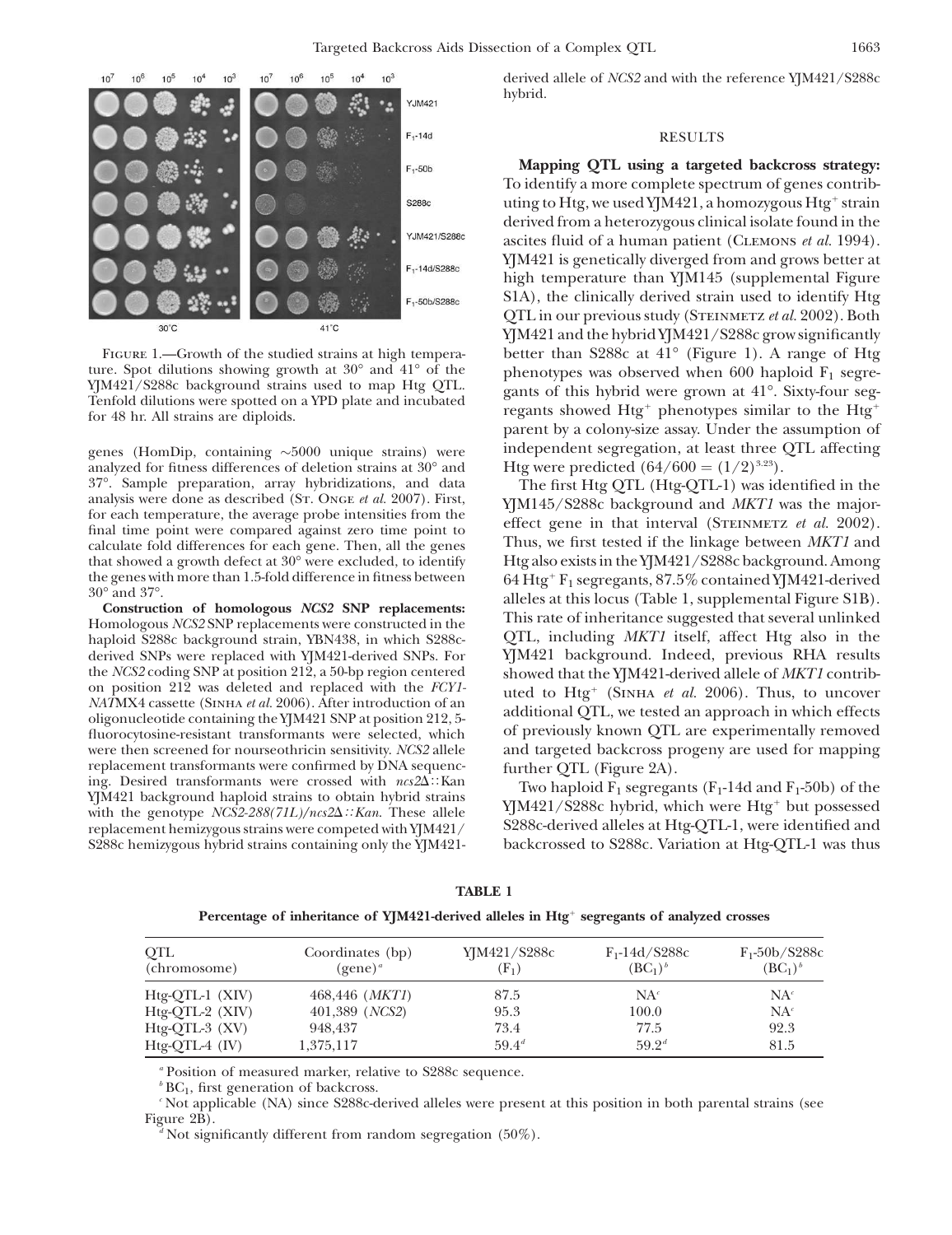FIGURE 1.—Growth of the studied strains at high temperature. Spot dilutions showing growth at 30° and 41° of the YJM421/S288c background strains used to map Htg QTL. Tenfold dilutions were spotted on a YPD plate and incubated for 48 hr. All strains are diploids.

genes (HomDip, containing ∼5000 unique strains) were analyzed for fitness differences of deletion strains at 30° and 37°. Sample preparation, array hybridizations, and data analysis were done as described (ST. ONGE *et al.* 2007). First, for each temperature, the average probe intensities from the final time point were compared against zero time point to calculate fold differences for each gene. Then, all the genes that showed a growth defect at 30° were excluded, to identify the genes with more than 1.5-fold difference in fitness between 30° and 37°.

**Construction of homologous *NCS2* SNP replacements:** Homologous *NCS2* SNP replacements were constructed in the haploid S288c background strain, YBN438, in which S288c-derived SNPs were replaced with YJM421-derived SNPs. For the *NCS2* coding SNP at position 212, a 50-bp region centered on position 212 was deleted and replaced with the *FCY1-NAT*MX4 cassette (SINHA *et al.* 2006). After introduction of an oligonucleotide containing the YJM421 SNP at position 212, 5-fluorocytosine-resistant transformants were selected, which were then screened for nourseothricin sensitivity. *NCS2* allele replacement transformants were confirmed by DNA sequencing. Desired transformants were crossed with *ncs2*Δ::Kan YJM421 background haploid strains to obtain hybrid strains with the genotype *NCS2-288(71L)/ncs2*Δ*::Kan*. These allele replacement hemizygous strains were competed with YJM421/S288c hemizygous hybrid strains containing only the YJM421-derived allele of *NCS2* and with the reference YJM421/S288c hybrid.

## RESULTS

**Mapping QTL using a targeted backcross strategy:** To identify a more complete spectrum of genes contributing to Htg, we used YJM421, a homozygous Htg$^+$ strain derived from a heterozygous clinical isolate found in the ascites fluid of a human patient (CLEMONS *et al.* 1994). YJM421 is genetically diverged from and grows better at high temperature than YJM145 (supplemental Figure S1A), the clinically derived strain used to identify Htg QTL in our previous study (STEINMETZ *et al.* 2002). Both YJM421 and the hybrid YJM421/S288c grow significantly better than S288c at 41° (Figure 1). A range of Htg phenotypes was observed when 600 haploid $F_1$ segregants of this hybrid were grown at 41°. Sixty-four segregants showed Htg$^+$ phenotypes similar to the Htg$^+$ parent by a colony-size assay. Under the assumption of independent segregation, at least three QTL affecting Htg were predicted ($64/600 = (1/2)^{3.23}$).

The first Htg QTL (Htg-QTL-1) was identified in the YJM145/S288c background and *MKT1* was the major-effect gene in that interval (STEINMETZ *et al.* 2002). Thus, we first tested if the linkage between *MKT1* and Htg also exists in the YJM421/S288c background. Among 64 Htg$^+$ $F_1$ segregants, 87.5% contained YJM421-derived alleles at this locus (Table 1, supplemental Figure S1B). This rate of inheritance suggested that several unlinked QTL, including *MKT1* itself, affect Htg also in the YJM421 background. Indeed, previous RHA results showed that the YJM421-derived allele of *MKT1* contributed to Htg$^+$ (SINHA *et al.* 2006). Thus, to uncover additional QTL, we tested an approach in which effects of previously known QTL are experimentally removed and targeted backcross progeny are used for mapping further QTL (Figure 2A).

Two haploid $F_1$ segregants ($F_1$-14d and $F_1$-50b) of the YJM421/S288c hybrid, which were Htg$^+$ but possessed S288c-derived alleles at Htg-QTL-1, were identified and backcrossed to S288c. Variation at Htg-QTL-1 was thus

**TABLE 1**

**Percentage of inheritance of YJM421-derived alleles in Htg$^+$ segregants of analyzed crosses**

| QTL (chromosome) | Coordinates (bp) (gene)[a] | YJM421/S288c ($F_1$) | $F_1$-14d/S288c ($BC_1$)[b] | $F_1$-50b/S288c ($BC_1$)[b] |
|---|---|---|---|---|
| Htg-QTL-1 (XIV) | 468,446 (*MKT1*) | 87.5 | NA[c] | NA[c] |
| Htg-QTL-2 (XIV) | 401,389 (*NCS2*) | 95.3 | 100.0 | NA[c] |
| Htg-QTL-3 (XV) | 948,437 | 73.4 | 77.5 | 92.3 |
| Htg-QTL-4 (IV) | 1,375,117 | 59.4[d] | 59.2[d] | 81.5 |

[a] Position of measured marker, relative to S288c sequence.

[b] $BC_1$, first generation of backcross.

[c] Not applicable (NA) since S288c-derived alleles were present at this position in both parental strains (see Figure 2B).

[d] Not significantly different from random segregation (50%).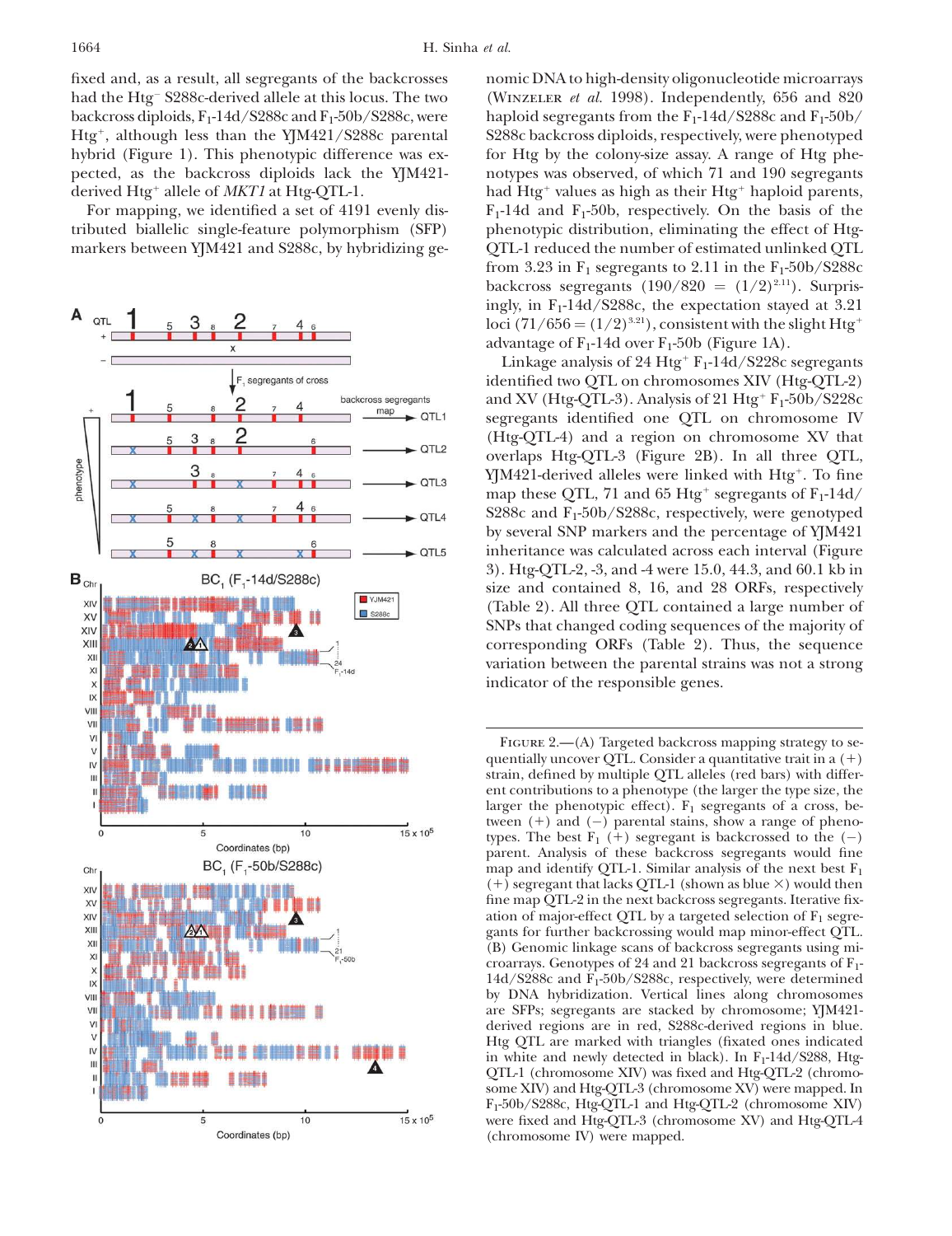fixed and, as a result, all segregants of the backcrosses had the Htg⁻ S288c-derived allele at this locus. The two backcross diploids, $F_1$-14d/S288c and $F_1$-50b/S288c, were Htg⁺, although less than the YJM421/S288c parental hybrid (Figure 1). This phenotypic difference was expected, as the backcross diploids lack the YJM421-derived Htg⁺ allele of *MKT1* at Htg-QTL-1.

For mapping, we identified a set of 4191 evenly distributed biallelic single-feature polymorphism (SFP) markers between YJM421 and S288c, by hybridizing genomic DNA to high-density oligonucleotide microarrays (Winzeler *et al.* 1998). Independently, 656 and 820 haploid segregants from the $F_1$-14d/S288c and $F_1$-50b/S288c backcross diploids, respectively, were phenotyped for Htg by the colony-size assay. A range of Htg phenotypes was observed, of which 71 and 190 segregants had Htg⁺ values as high as their Htg⁺ haploid parents, $F_1$-14d and $F_1$-50b, respectively. On the basis of the phenotypic distribution, eliminating the effect of Htg-QTL-1 reduced the number of estimated unlinked QTL from 3.23 in $F_1$ segregants to 2.11 in the $F_1$-50b/S288c backcross segregants ($190/820 = (1/2)^{2.11}$). Surprisingly, in $F_1$-14d/S288c, the expectation stayed at 3.21 loci ($71/656 = (1/2)^{3.21}$), consistent with the slight Htg⁺ advantage of $F_1$-14d over $F_1$-50b (Figure 1A).

Linkage analysis of 24 Htg⁺ $F_1$-14d/S228c segregants identified two QTL on chromosomes XIV (Htg-QTL-2) and XV (Htg-QTL-3). Analysis of 21 Htg⁺ $F_1$-50b/S228c segregants identified one QTL on chromosome IV (Htg-QTL-4) and a region on chromosome XV that overlaps Htg-QTL-3 (Figure 2B). In all three QTL, YJM421-derived alleles were linked with Htg⁺. To fine map these QTL, 71 and 65 Htg⁺ segregants of $F_1$-14d/S288c and $F_1$-50b/S288c, respectively, were genotyped by several SNP markers and the percentage of YJM421 inheritance was calculated across each interval (Figure 3). Htg-QTL-2, -3, and -4 were 15.0, 44.3, and 60.1 kb in size and contained 8, 16, and 28 ORFs, respectively (Table 2). All three QTL contained a large number of SNPs that changed coding sequences of the majority of corresponding ORFs (Table 2). Thus, the sequence variation between the parental strains was not a strong indicator of the responsible genes.

Figure 2.—(A) Targeted backcross mapping strategy to sequentially uncover QTL. Consider a quantitative trait in a (+) strain, defined by multiple QTL alleles (red bars) with different contributions to a phenotype (the larger the type size, the larger the phenotypic effect). $F_1$ segregants of a cross, between (+) and (−) parental stains, show a range of phenotypes. The best $F_1$ (+) segregant is backcrossed to the (−) parent. Analysis of these backcross segregants would fine map and identify QTL-1. Similar analysis of the next best $F_1$ (+) segregant that lacks QTL-1 (shown as blue ×) would then fine map QTL-2 in the next backcross segregants. Iterative fixation of major-effect QTL by a targeted selection of $F_1$ segregants for further backcrossing would map minor-effect QTL. (B) Genomic linkage scans of backcross segregants using microarrays. Genotypes of 24 and 21 backcross segregants of $F_1$-14d/S288c and $F_1$-50b/S288c, respectively, were determined by DNA hybridization. Vertical lines along chromosomes are SFPs; segregants are stacked by chromosome; YJM421-derived regions are in red, S288c-derived regions in blue. Htg QTL are marked with triangles (fixated ones indicated in white and newly detected in black). In $F_1$-14d/S288, Htg-QTL-1 (chromosome XIV) was fixed and Htg-QTL-2 (chromosome XIV) and Htg-QTL-3 (chromosome XV) were mapped. In $F_1$-50b/S288c, Htg-QTL-1 and Htg-QTL-2 (chromosome XIV) were fixed and Htg-QTL-3 (chromosome XV) and Htg-QTL-4 (chromosome IV) were mapped.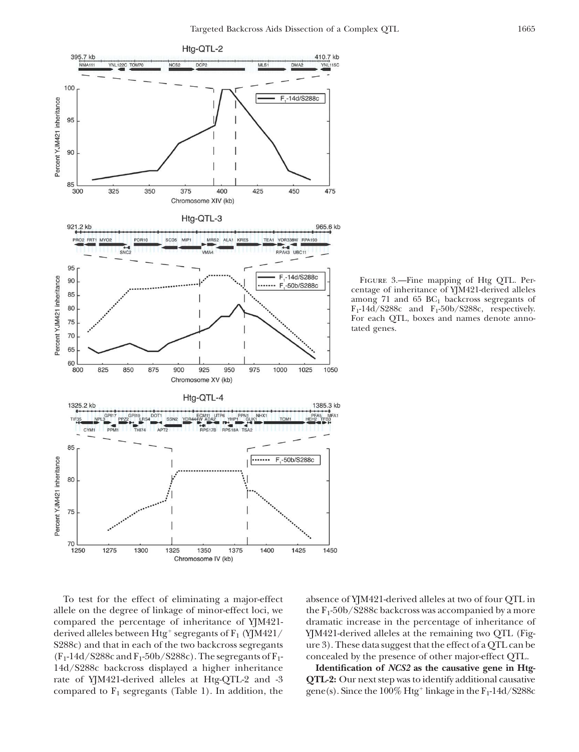FIGURE 3.—Fine mapping of Htg QTL. Percentage of inheritance of YJM421-derived alleles among 71 and 65 $BC_1$ backcross segregants of $F_1$-14d/S288c and $F_1$-50b/S288c, respectively. For each QTL, boxes and names denote annotated genes.

To test for the effect of eliminating a major-effect allele on the degree of linkage of minor-effect loci, we compared the percentage of inheritance of YJM421-derived alleles between $Htg^+$ segregants of $F_1$ (YJM421/S288c) and that in each of the two backcross segregants ($F_1$-14d/S288c and $F_1$-50b/S288c). The segregants of $F_1$-14d/S288c backcross displayed a higher inheritance rate of YJM421-derived alleles at Htg-QTL-2 and -3 compared to $F_1$ segregants (Table 1). In addition, the absence of YJM421-derived alleles at two of four QTL in the $F_1$-50b/S288c backcross was accompanied by a more dramatic increase in the percentage of inheritance of YJM421-derived alleles at the remaining two QTL (Figure 3). These data suggest that the effect of a QTL can be concealed by the presence of other major-effect QTL.

**Identification of *NCS2* as the causative gene in Htg-QTL-2:** Our next step was to identify additional causative gene(s). Since the 100% $Htg^+$ linkage in the $F_1$-14d/S288c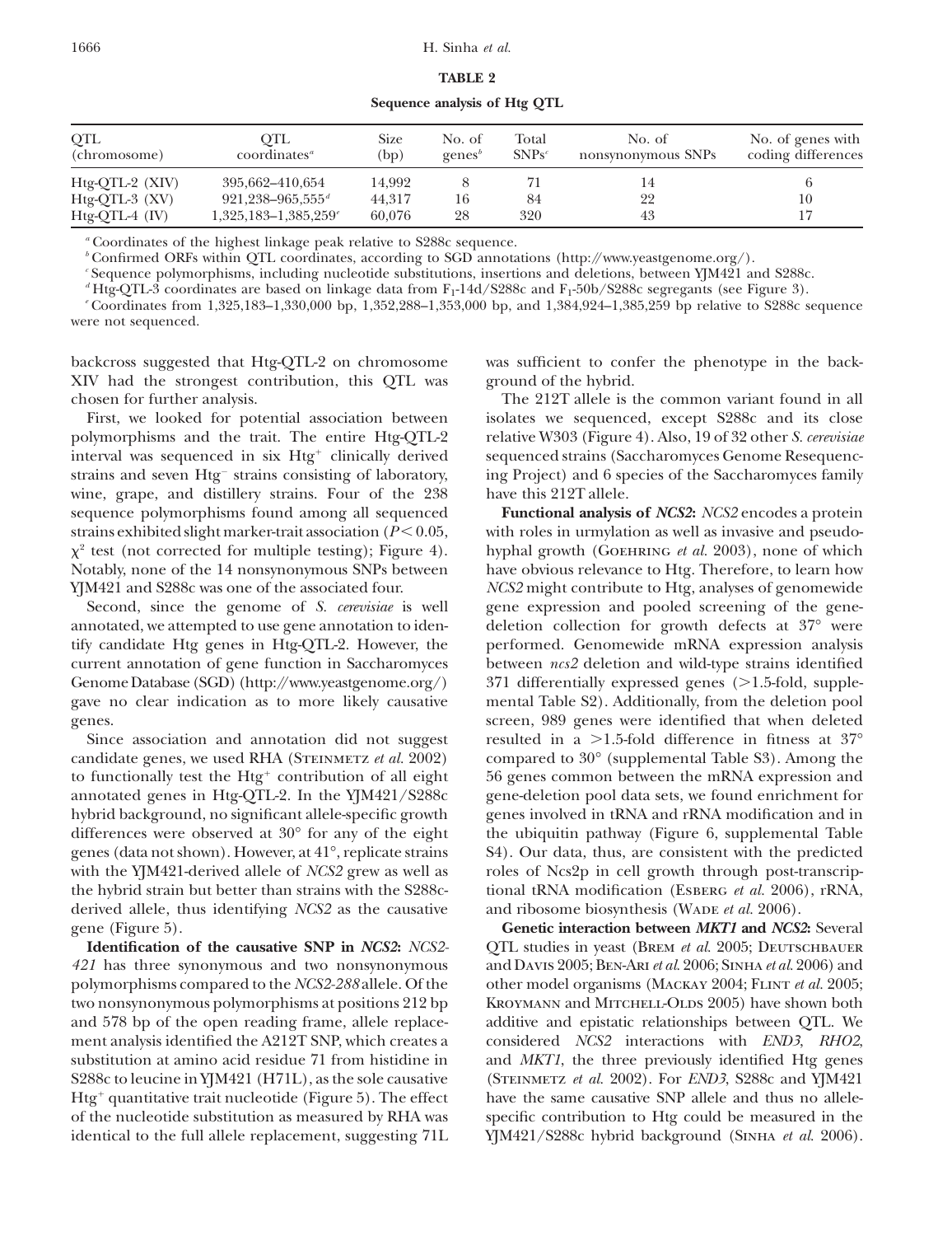**TABLE 2**

**Sequence analysis of Htg QTL**

| QTL (chromosome) | QTL coordinates[a] | Size (bp) | No. of genes[b] | Total SNPs[c] | No. of nonsynonymous SNPs | No. of genes with coding differences |
|---|---|---|---|---|---|---|
| Htg-QTL-2 (XIV) | 395,662–410,654 | 14,992 | 8 | 71 | 14 | 6 |
| Htg-QTL-3 (XV) | 921,238–965,555[d] | 44,317 | 16 | 84 | 22 | 10 |
| Htg-QTL-4 (IV) | 1,325,183–1,385,259[e] | 60,076 | 28 | 320 | 43 | 17 |

[a] Coordinates of the highest linkage peak relative to S288c sequence.

[b] Confirmed ORFs within QTL coordinates, according to SGD annotations (http://www.yeastgenome.org/).

[c] Sequence polymorphisms, including nucleotide substitutions, insertions and deletions, between YJM421 and S288c.

[d] Htg-QTL-3 coordinates are based on linkage data from $F_1$-14d/S288c and $F_1$-50b/S288c segregants (see Figure 3).

[e] Coordinates from 1,325,183–1,330,000 bp, 1,352,288–1,353,000 bp, and 1,384,924–1,385,259 bp relative to S288c sequence were not sequenced.

backcross suggested that Htg-QTL-2 on chromosome XIV had the strongest contribution, this QTL was chosen for further analysis.

First, we looked for potential association between polymorphisms and the trait. The entire Htg-QTL-2 interval was sequenced in six Htg$^+$ clinically derived strains and seven Htg$^-$ strains consisting of laboratory, wine, grape, and distillery strains. Four of the 238 sequence polymorphisms found among all sequenced strains exhibited slight marker-trait association ($P < 0.05$, $\chi^2$ test (not corrected for multiple testing); Figure 4). Notably, none of the 14 nonsynonymous SNPs between YJM421 and S288c was one of the associated four.

Second, since the genome of *S. cerevisiae* is well annotated, we attempted to use gene annotation to identify candidate Htg genes in Htg-QTL-2. However, the current annotation of gene function in Saccharomyces Genome Database (SGD) (http://www.yeastgenome.org/) gave no clear indication as to more likely causative genes.

Since association and annotation did not suggest candidate genes, we used RHA (Steinmetz *et al.* 2002) to functionally test the Htg$^+$ contribution of all eight annotated genes in Htg-QTL-2. In the YJM421/S288c hybrid background, no significant allele-specific growth differences were observed at 30° for any of the eight genes (data not shown). However, at 41°, replicate strains with the YJM421-derived allele of *NCS2* grew as well as the hybrid strain but better than strains with the S288c-derived allele, thus identifying *NCS2* as the causative gene (Figure 5).

**Identification of the causative SNP in *NCS2*:** *NCS2-421* has three synonymous and two nonsynonymous polymorphisms compared to the *NCS2-288* allele. Of the two nonsynonymous polymorphisms at positions 212 bp and 578 bp of the open reading frame, allele replacement analysis identified the A212T SNP, which creates a substitution at amino acid residue 71 from histidine in S288c to leucine in YJM421 (H71L), as the sole causative Htg$^+$ quantitative trait nucleotide (Figure 5). The effect of the nucleotide substitution as measured by RHA was identical to the full allele replacement, suggesting 71L was sufficient to confer the phenotype in the background of the hybrid.

The 212T allele is the common variant found in all isolates we sequenced, except S288c and its close relative W303 (Figure 4). Also, 19 of 32 other *S. cerevisiae* sequenced strains (Saccharomyces Genome Resequencing Project) and 6 species of the Saccharomyces family have this 212T allele.

**Functional analysis of *NCS2*:** *NCS2* encodes a protein with roles in urmylation as well as invasive and pseudohyphal growth (Goehring *et al.* 2003), none of which have obvious relevance to Htg. Therefore, to learn how *NCS2* might contribute to Htg, analyses of genomewide gene expression and pooled screening of the gene-deletion collection for growth defects at 37° were performed. Genomewide mRNA expression analysis between *ncs2* deletion and wild-type strains identified 371 differentially expressed genes (>1.5-fold, supplemental Table S2). Additionally, from the deletion pool screen, 989 genes were identified that when deleted resulted in a >1.5-fold difference in fitness at 37° compared to 30° (supplemental Table S3). Among the 56 genes common between the mRNA expression and gene-deletion pool data sets, we found enrichment for genes involved in tRNA and rRNA modification and in the ubiquitin pathway (Figure 6, supplemental Table S4). Our data, thus, are consistent with the predicted roles of Ncs2p in cell growth through post-transcriptional tRNA modification (Esberg *et al.* 2006), rRNA, and ribosome biosynthesis (Wade *et al.* 2006).

**Genetic interaction between *MKT1* and *NCS2*:** Several QTL studies in yeast (Brem *et al.* 2005; Deutschbauer and Davis 2005; Ben-Ari *et al.* 2006; Sinha *et al.* 2006) and other model organisms (Mackay 2004; Flint *et al.* 2005; Kroymann and Mitchell-Olds 2005) have shown both additive and epistatic relationships between QTL. We considered *NCS2* interactions with *END3*, *RHO2*, and *MKT1*, the three previously identified Htg genes (Steinmetz *et al.* 2002). For *END3*, S288c and YJM421 have the same causative SNP allele and thus no allele-specific contribution to Htg could be measured in the YJM421/S288c hybrid background (Sinha *et al.* 2006).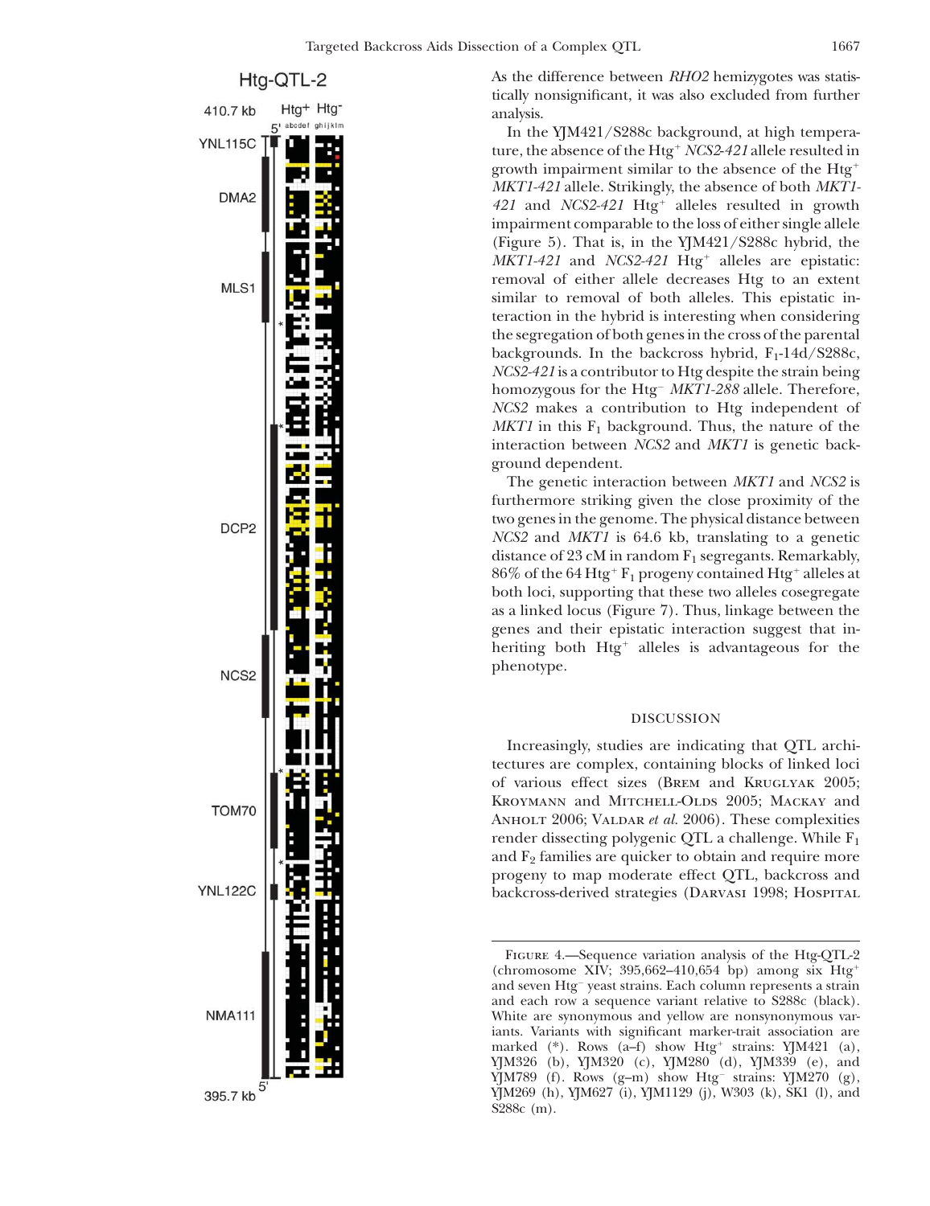As the difference between *RHO2* hemizygotes was statistically nonsignificant, it was also excluded from further analysis.

In the YJM421/S288c background, at high temperature, the absence of the Htg$^+$ *NCS2-421* allele resulted in growth impairment similar to the absence of the Htg$^+$ *MKT1-421* allele. Strikingly, the absence of both *MKT1-421* and *NCS2-421* Htg$^+$ alleles resulted in growth impairment comparable to the loss of either single allele (Figure 5). That is, in the YJM421/S288c hybrid, the *MKT1-421* and *NCS2-421* Htg$^+$ alleles are epistatic: removal of either allele decreases Htg to an extent similar to removal of both alleles. This epistatic interaction in the hybrid is interesting when considering the segregation of both genes in the cross of the parental backgrounds. In the backcross hybrid, $F_1$-14d/S288c, *NCS2-421* is a contributor to Htg despite the strain being homozygous for the Htg$^-$ *MKT1-288* allele. Therefore, *NCS2* makes a contribution to Htg independent of *MKT1* in this $F_1$ background. Thus, the nature of the interaction between *NCS2* and *MKT1* is genetic background dependent.

The genetic interaction between *MKT1* and *NCS2* is furthermore striking given the close proximity of the two genes in the genome. The physical distance between *NCS2* and *MKT1* is 64.6 kb, translating to a genetic distance of 23 cM in random $F_1$ segregants. Remarkably, 86% of the 64 Htg$^+$ $F_1$ progeny contained Htg$^+$ alleles at both loci, supporting that these two alleles cosegregate as a linked locus (Figure 7). Thus, linkage between the genes and their epistatic interaction suggest that inheriting both Htg$^+$ alleles is advantageous for the phenotype.

## DISCUSSION

Increasingly, studies are indicating that QTL architectures are complex, containing blocks of linked loci of various effect sizes (Brem and Kruglyak 2005; Kroymann and Mitchell-Olds 2005; Mackay and Anholt 2006; Valdar *et al.* 2006). These complexities render dissecting polygenic QTL a challenge. While $F_1$ and $F_2$ families are quicker to obtain and require more progeny to map moderate effect QTL, backcross and backcross-derived strategies (Darvasi 1998; Hospital

Figure 4.—Sequence variation analysis of the Htg-QTL-2 (chromosome XIV; 395,662–410,654 bp) among six Htg$^+$ and seven Htg$^-$ yeast strains. Each column represents a strain and each row a sequence variant relative to S288c (black). White are synonymous and yellow are nonsynonymous variants. Variants with significant marker-trait association are marked (*). Rows (a–f) show Htg$^+$ strains: YJM421 (a), YJM326 (b), YJM320 (c), YJM280 (d), YJM339 (e), and YJM789 (f). Rows (g–m) show Htg$^-$ strains: YJM270 (g), YJM269 (h), YJM627 (i), YJM1129 (j), W303 (k), SK1 (l), and S288c (m).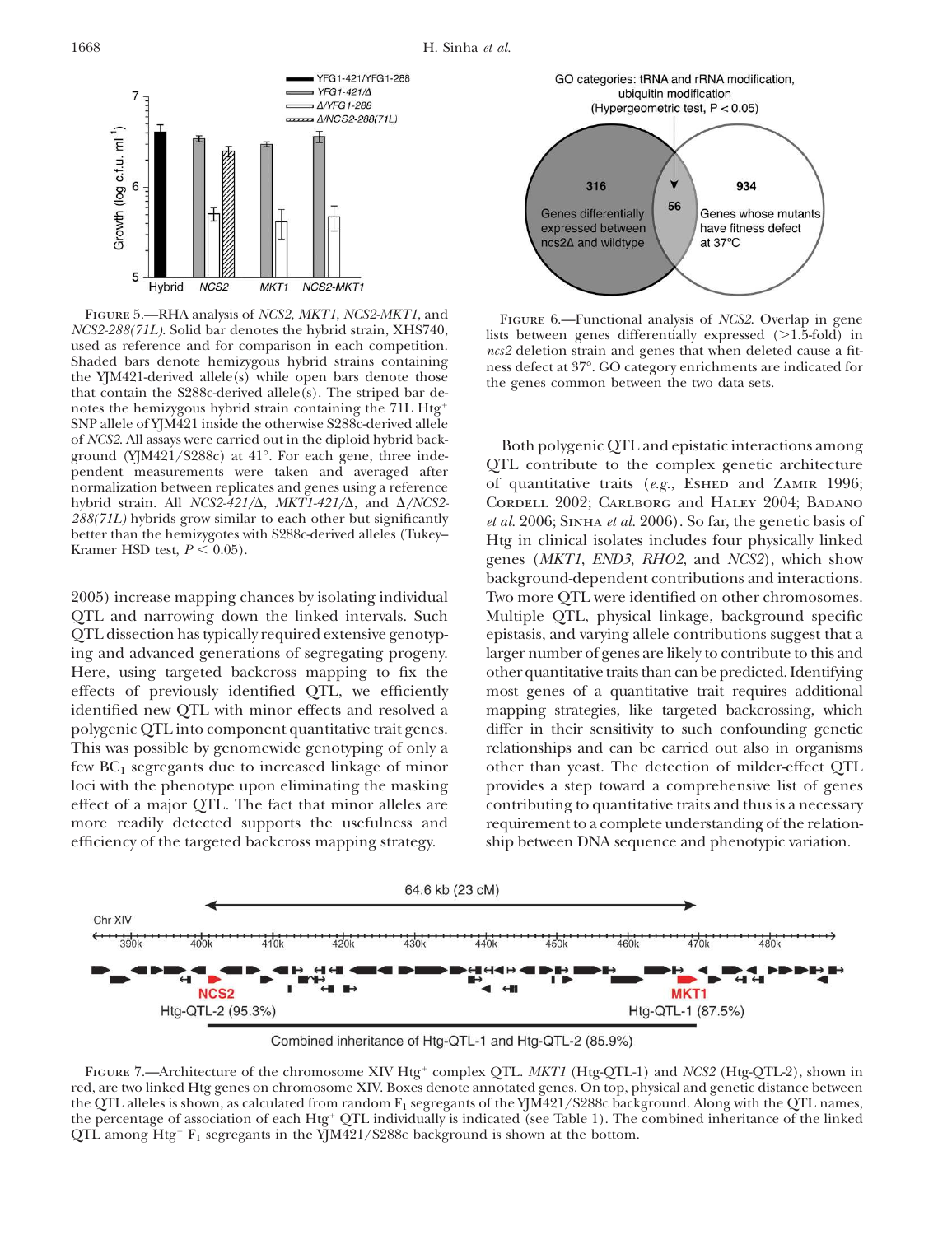FIGURE 5.—RHA analysis of *NCS2*, *MKT1*, *NCS2-MKT1*, and *NCS2-288(71L)*. Solid bar denotes the hybrid strain, XHS740, used as reference and for comparison in each competition. Shaded bars denote hemizygous hybrid strains containing the YJM421-derived allele(s) while open bars denote those that contain the S288c-derived allele(s). The striped bar denotes the hemizygous hybrid strain containing the 71L Htg$^+$ SNP allele of YJM421 inside the otherwise S288c-derived allele of *NCS2*. All assays were carried out in the diploid hybrid background (YJM421/S288c) at 41°. For each gene, three independent measurements were taken and averaged after normalization between replicates and genes using a reference hybrid strain. All *NCS2-421/Δ*, *MKT1-421/Δ*, and *Δ/NCS2-288(71L)* hybrids grow similar to each other but significantly better than the hemizygotes with S288c-derived alleles (Tukey–Kramer HSD test, $P < 0.05$).

FIGURE 6.—Functional analysis of *NCS2*. Overlap in gene lists between genes differentially expressed (>1.5-fold) in *ncs2* deletion strain and genes that when deleted cause a fitness defect at 37°. GO category enrichments are indicated for the genes common between the two data sets.

2005) increase mapping chances by isolating individual QTL and narrowing down the linked intervals. Such QTL dissection has typically required extensive genotyping and advanced generations of segregating progeny. Here, using targeted backcross mapping to fix the effects of previously identified QTL, we efficiently identified new QTL with minor effects and resolved a polygenic QTL into component quantitative trait genes. This was possible by genomewide genotyping of only a few $BC_1$ segregants due to increased linkage of minor loci with the phenotype upon eliminating the masking effect of a major QTL. The fact that minor alleles are more readily detected supports the usefulness and efficiency of the targeted backcross mapping strategy.

Both polygenic QTL and epistatic interactions among QTL contribute to the complex genetic architecture of quantitative traits (*e.g.*, Eshed and Zamir 1996; Cordell 2002; Carlborg and Haley 2004; Badano *et al.* 2006; Sinha *et al.* 2006). So far, the genetic basis of Htg in clinical isolates includes four physically linked genes (*MKT1*, *END3*, *RHO2*, and *NCS2*), which show background-dependent contributions and interactions. Two more QTL were identified on other chromosomes. Multiple QTL, physical linkage, background specific epistasis, and varying allele contributions suggest that a larger number of genes are likely to contribute to this and other quantitative traits than can be predicted. Identifying most genes of a quantitative trait requires additional mapping strategies, like targeted backcrossing, which differ in their sensitivity to such confounding genetic relationships and can be carried out also in organisms other than yeast. The detection of milder-effect QTL provides a step toward a comprehensive list of genes contributing to quantitative traits and thus is a necessary requirement to a complete understanding of the relationship between DNA sequence and phenotypic variation.

FIGURE 7.—Architecture of the chromosome XIV Htg$^+$ complex QTL. *MKT1* (Htg-QTL-1) and *NCS2* (Htg-QTL-2), shown in red, are two linked Htg genes on chromosome XIV. Boxes denote annotated genes. On top, physical and genetic distance between the QTL alleles is shown, as calculated from random $F_1$ segregants of the YJM421/S288c background. Along with the QTL names, the percentage of association of each Htg$^+$ QTL individually is indicated (see Table 1). The combined inheritance of the linked QTL among Htg$^+$ $F_1$ segregants in the YJM421/S288c background is shown at the bottom.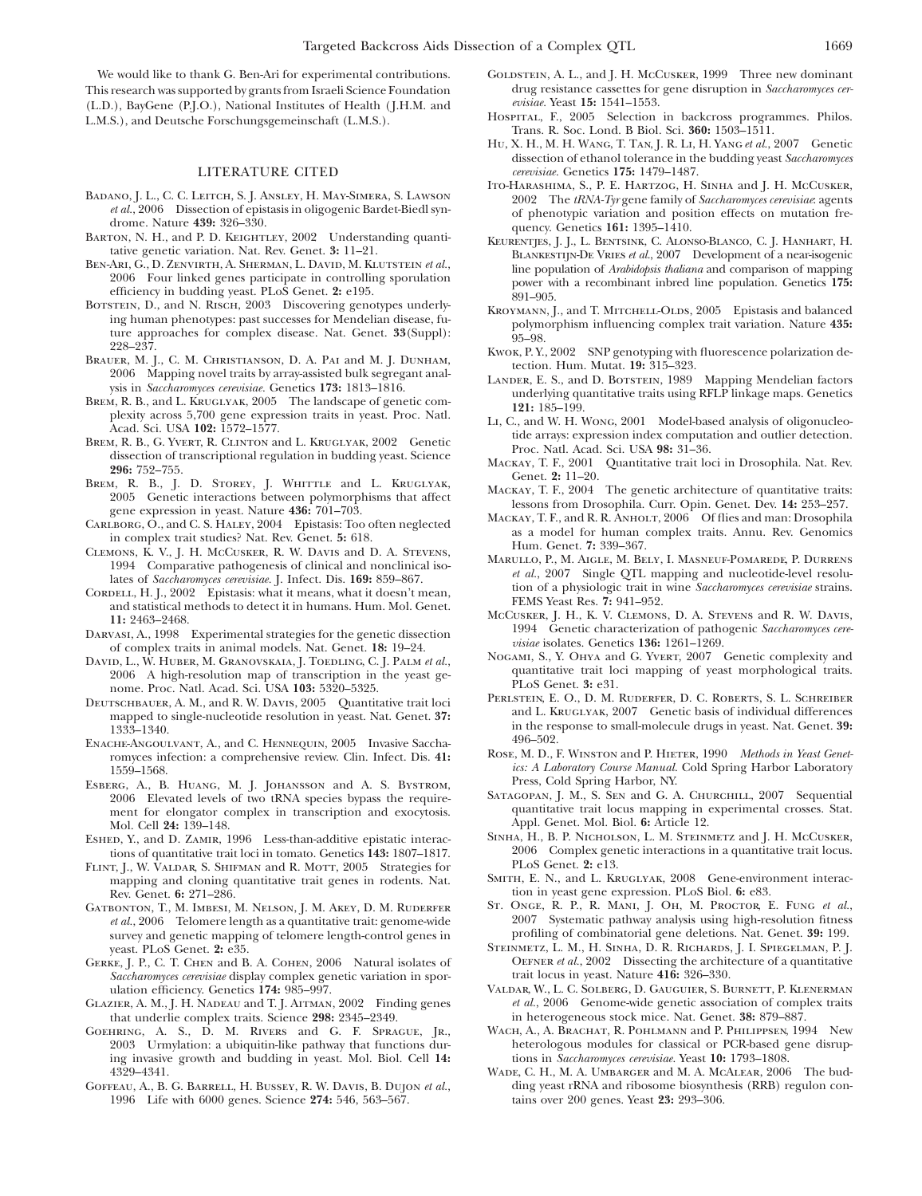We would like to thank G. Ben-Ari for experimental contributions. This research was supported by grants from Israeli Science Foundation (L.D.), BayGene (P.J.O.), National Institutes of Health (J.H.M. and L.M.S.), and Deutsche Forschungsgemeinschaft (L.M.S.).

## LITERATURE CITED

Badano, J. L., C. C. Leitch, S. J. Ansley, H. May-Simera, S. Lawson *et al.*, 2006 Dissection of epistasis in oligogenic Bardet-Biedl syndrome. Nature **439:** 326–330.

Barton, N. H., and P. D. Keightley, 2002 Understanding quantitative genetic variation. Nat. Rev. Genet. **3:** 11–21.

Ben-Ari, G., D. Zenvirth, A. Sherman, L. David, M. Klutstein *et al.*, 2006 Four linked genes participate in controlling sporulation efficiency in budding yeast. PLoS Genet. **2:** e195.

Botstein, D., and N. Risch, 2003 Discovering genotypes underlying human phenotypes: past successes for Mendelian disease, future approaches for complex disease. Nat. Genet. **33**(Suppl): 228–237.

Brauer, M. J., C. M. Christianson, D. A. Pai and M. J. Dunham, 2006 Mapping novel traits by array-assisted bulk segregant analysis in *Saccharomyces cerevisiae*. Genetics **173:** 1813–1816.

Brem, R. B., and L. Kruglyak, 2005 The landscape of genetic complexity across 5,700 gene expression traits in yeast. Proc. Natl. Acad. Sci. USA **102:** 1572–1577.

Brem, R. B., G. Yvert, R. Clinton and L. Kruglyak, 2002 Genetic dissection of transcriptional regulation in budding yeast. Science **296:** 752–755.

Brem, R. B., J. D. Storey, J. Whittle and L. Kruglyak, 2005 Genetic interactions between polymorphisms that affect gene expression in yeast. Nature **436:** 701–703.

Carlborg, O., and C. S. Haley, 2004 Epistasis: Too often neglected in complex trait studies? Nat. Rev. Genet. **5:** 618.

Clemons, K. V., J. H. McCusker, R. W. Davis and D. A. Stevens, 1994 Comparative pathogenesis of clinical and nonclinical isolates of *Saccharomyces cerevisiae*. J. Infect. Dis. **169:** 859–867.

Cordell, H. J., 2002 Epistasis: what it means, what it doesn't mean, and statistical methods to detect it in humans. Hum. Mol. Genet. **11:** 2463–2468.

Darvasi, A., 1998 Experimental strategies for the genetic dissection of complex traits in animal models. Nat. Genet. **18:** 19–24.

David, L., W. Huber, M. Granovskaia, J. Toedling, C. J. Palm *et al.*, 2006 A high-resolution map of transcription in the yeast genome. Proc. Natl. Acad. Sci. USA **103:** 5320–5325.

Deutschbauer, A. M., and R. W. Davis, 2005 Quantitative trait loci mapped to single-nucleotide resolution in yeast. Nat. Genet. **37:** 1333–1340.

Enache-Angoulvant, A., and C. Hennequin, 2005 Invasive Saccharomyces infection: a comprehensive review. Clin. Infect. Dis. **41:** 1559–1568.

Esberg, A., B. Huang, M. J. Johansson and A. S. Bystrom, 2006 Elevated levels of two tRNA species bypass the requirement for elongator complex in transcription and exocytosis. Mol. Cell **24:** 139–148.

Eshed, Y., and D. Zamir, 1996 Less-than-additive epistatic interactions of quantitative trait loci in tomato. Genetics **143:** 1807–1817.

Flint, J., W. Valdar, S. Shifman and R. Mott, 2005 Strategies for mapping and cloning quantitative trait genes in rodents. Nat. Rev. Genet. **6:** 271–286.

Gatbonton, T., M. Imbesi, M. Nelson, J. M. Akey, D. M. Ruderfer *et al.*, 2006 Telomere length as a quantitative trait: genome-wide survey and genetic mapping of telomere length-control genes in yeast. PLoS Genet. **2:** e35.

Gerke, J. P., C. T. Chen and B. A. Cohen, 2006 Natural isolates of *Saccharomyces cerevisiae* display complex genetic variation in sporulation efficiency. Genetics **174:** 985–997.

Glazier, A. M., J. H. Nadeau and T. J. Aitman, 2002 Finding genes that underlie complex traits. Science **298:** 2345–2349.

Goehring, A. S., D. M. Rivers and G. F. Sprague, Jr., 2003 Urmylation: a ubiquitin-like pathway that functions during invasive growth and budding in yeast. Mol. Biol. Cell **14:** 4329–4341.

Goffeau, A., B. G. Barrell, H. Bussey, R. W. Davis, B. Dujon *et al.*, 1996 Life with 6000 genes. Science **274:** 546, 563–567.

Goldstein, A. L., and J. H. McCusker, 1999 Three new dominant drug resistance cassettes for gene disruption in *Saccharomyces cerevisiae*. Yeast **15:** 1541–1553.

Hospital, F., 2005 Selection in backcross programmes. Philos. Trans. R. Soc. Lond. B Biol. Sci. **360:** 1503–1511.

Hu, X. H., M. H. Wang, T. Tan, J. R. Li, H. Yang *et al.*, 2007 Genetic dissection of ethanol tolerance in the budding yeast *Saccharomyces cerevisiae*. Genetics **175:** 1479–1487.

Ito-Harashima, S., P. E. Hartzog, H. Sinha and J. H. McCusker, 2002 The *tRNA-Tyr* gene family of *Saccharomyces cerevisiae*: agents of phenotypic variation and position effects on mutation frequency. Genetics **161:** 1395–1410.

Keurentjes, J. J., L. Bentsink, C. Alonso-Blanco, C. J. Hanhart, H. Blankestijn-De Vries *et al.*, 2007 Development of a near-isogenic line population of *Arabidopsis thaliana* and comparison of mapping power with a recombinant inbred line population. Genetics **175:** 891–905.

Kroymann, J., and T. Mitchell-Olds, 2005 Epistasis and balanced polymorphism influencing complex trait variation. Nature **435:** 95–98.

Kwok, P. Y., 2002 SNP genotyping with fluorescence polarization detection. Hum. Mutat. **19:** 315–323.

Lander, E. S., and D. Botstein, 1989 Mapping Mendelian factors underlying quantitative traits using RFLP linkage maps. Genetics **121:** 185–199.

Li, C., and W. H. Wong, 2001 Model-based analysis of oligonucleotide arrays: expression index computation and outlier detection. Proc. Natl. Acad. Sci. USA **98:** 31–36.

Mackay, T. F., 2001 Quantitative trait loci in Drosophila. Nat. Rev. Genet. **2:** 11–20.

Mackay, T. F., 2004 The genetic architecture of quantitative traits: lessons from Drosophila. Curr. Opin. Genet. Dev. **14:** 253–257.

Mackay, T. F., and R. R. Anholt, 2006 Of flies and man: Drosophila as a model for human complex traits. Annu. Rev. Genomics Hum. Genet. **7:** 339–367.

Marullo, P., M. Aigle, M. Bely, I. Masneuf-Pomarede, P. Durrens *et al.*, 2007 Single QTL mapping and nucleotide-level resolution of a physiologic trait in wine *Saccharomyces cerevisiae* strains. FEMS Yeast Res. **7:** 941–952.

McCusker, J. H., K. V. Clemons, D. A. Stevens and R. W. Davis, 1994 Genetic characterization of pathogenic *Saccharomyces cerevisiae* isolates. Genetics **136:** 1261–1269.

Nogami, S., Y. Ohya and G. Yvert, 2007 Genetic complexity and quantitative trait loci mapping of yeast morphological traits. PLoS Genet. **3:** e31.

Perlstein, E. O., D. M. Ruderfer, D. C. Roberts, S. L. Schreiber and L. Kruglyak, 2007 Genetic basis of individual differences in the response to small-molecule drugs in yeast. Nat. Genet. **39:** 496–502.

Rose, M. D., F. Winston and P. Hieter, 1990 *Methods in Yeast Genetics: A Laboratory Course Manual.* Cold Spring Harbor Laboratory Press, Cold Spring Harbor, NY.

Satagopan, J. M., S. Sen and G. A. Churchill, 2007 Sequential quantitative trait locus mapping in experimental crosses. Stat. Appl. Genet. Mol. Biol. **6:** Article 12.

Sinha, H., B. P. Nicholson, L. M. Steinmetz and J. H. McCusker, 2006 Complex genetic interactions in a quantitative trait locus. PLoS Genet. **2:** e13.

Smith, E. N., and L. Kruglyak, 2008 Gene-environment interaction in yeast gene expression. PLoS Biol. **6:** e83.

St. Onge, R. P., R. Mani, J. Oh, M. Proctor, E. Fung *et al.*, 2007 Systematic pathway analysis using high-resolution fitness profiling of combinatorial gene deletions. Nat. Genet. **39:** 199.

Steinmetz, L. M., H. Sinha, D. R. Richards, J. I. Spiegelman, P. J. Oefner *et al.*, 2002 Dissecting the architecture of a quantitative trait locus in yeast. Nature **416:** 326–330.

Valdar, W., L. C. Solberg, D. Gauguier, S. Burnett, P. Klenerman *et al.*, 2006 Genome-wide genetic association of complex traits in heterogeneous stock mice. Nat. Genet. **38:** 879–887.

Wach, A., A. Brachat, R. Pohlmann and P. Philippsen, 1994 New heterologous modules for classical or PCR-based gene disruptions in *Saccharomyces cerevisiae*. Yeast **10:** 1793–1808.

Wade, C. H., M. A. Umbarger and M. A. McAlear, 2006 The budding yeast rRNA and ribosome biosynthesis (RRB) regulon contains over 200 genes. Yeast **23:** 293–306.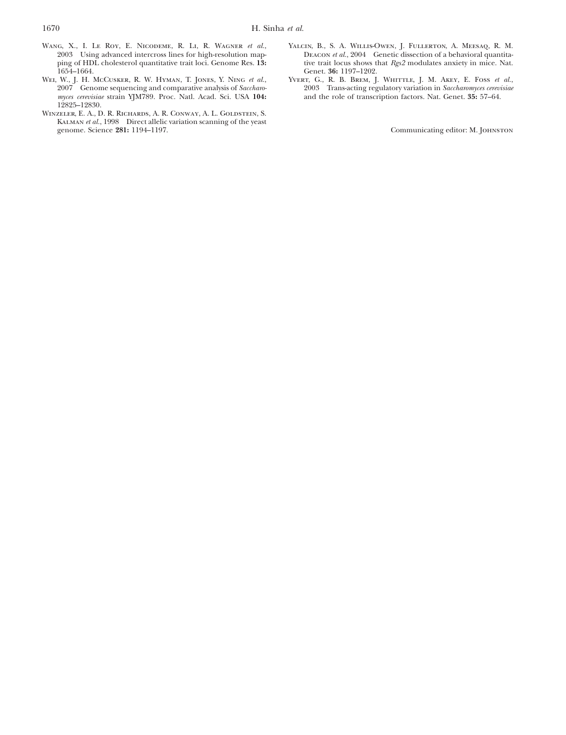Wang, X., I. Le Roy, E. Nicodeme, R. Li, R. Wagner *et al.*, 2003 Using advanced intercross lines for high-resolution mapping of HDL cholesterol quantitative trait loci. Genome Res. **13:** 1654–1664.

Wei, W., J. H. McCusker, R. W. Hyman, T. Jones, Y. Ning *et al.*, 2007 Genome sequencing and comparative analysis of *Saccharomyces cerevisiae* strain YJM789. Proc. Natl. Acad. Sci. USA **104:** 12825–12830.

Winzeler, E. A., D. R. Richards, A. R. Conway, A. L. Goldstein, S. Kalman *et al.*, 1998 Direct allelic variation scanning of the yeast genome. Science **281:** 1194–1197.

Yalcin, B., S. A. Willis-Owen, J. Fullerton, A. Meesaq, R. M. Deacon *et al.*, 2004 Genetic dissection of a behavioral quantitative trait locus shows that *Rgs2* modulates anxiety in mice. Nat. Genet. **36:** 1197–1202.

Yvert, G., R. B. Brem, J. Whittle, J. M. Akey, E. Foss *et al.*, 2003 Trans-acting regulatory variation in *Saccharomyces cerevisiae* and the role of transcription factors. Nat. Genet. **35:** 57–64.

Communicating editor: M. Johnston